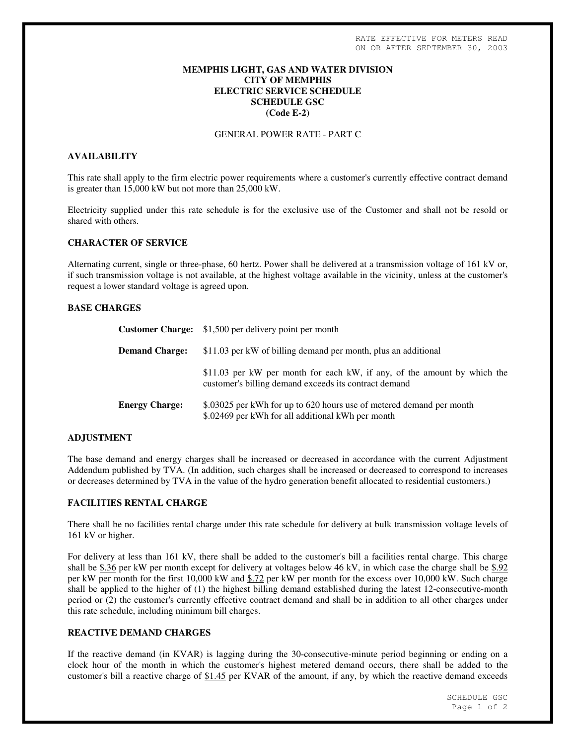RATE EFFECTIVE FOR METERS READ
ON OR AFTER SEPTEMBER 30, 2003

**MEMPHIS LIGHT, GAS AND WATER DIVISION**
**CITY OF MEMPHIS**
**ELECTRIC SERVICE SCHEDULE**
**SCHEDULE GSC**
**(Code E-2)**

GENERAL POWER RATE - PART C

## AVAILABILITY

This rate shall apply to the firm electric power requirements where a customer's currently effective contract demand is greater than 15,000 kW but not more than 25,000 kW.

Electricity supplied under this rate schedule is for the exclusive use of the Customer and shall not be resold or shared with others.

## CHARACTER OF SERVICE

Alternating current, single or three-phase, 60 hertz. Power shall be delivered at a transmission voltage of 161 kV or, if such transmission voltage is not available, at the highest voltage available in the vicinity, unless at the customer's request a lower standard voltage is agreed upon.

## BASE CHARGES

**Customer Charge:** $1,500 per delivery point per month

**Demand Charge:** $11.03 per kW of billing demand per month, plus an additional

$11.03 per kW per month for each kW, if any, of the amount by which the customer's billing demand exceeds its contract demand

**Energy Charge:** $.03025 per kWh for up to 620 hours use of metered demand per month
$.02469 per kWh for all additional kWh per month

## ADJUSTMENT

The base demand and energy charges shall be increased or decreased in accordance with the current Adjustment Addendum published by TVA. (In addition, such charges shall be increased or decreased to correspond to increases or decreases determined by TVA in the value of the hydro generation benefit allocated to residential customers.)

## FACILITIES RENTAL CHARGE

There shall be no facilities rental charge under this rate schedule for delivery at bulk transmission voltage levels of 161 kV or higher.

For delivery at less than 161 kV, there shall be added to the customer's bill a facilities rental charge. This charge shall be $.36 per kW per month except for delivery at voltages below 46 kV, in which case the charge shall be $.92 per kW per month for the first 10,000 kW and $.72 per kW per month for the excess over 10,000 kW. Such charge shall be applied to the higher of (1) the highest billing demand established during the latest 12-consecutive-month period or (2) the customer's currently effective contract demand and shall be in addition to all other charges under this rate schedule, including minimum bill charges.

## REACTIVE DEMAND CHARGES

If the reactive demand (in KVAR) is lagging during the 30-consecutive-minute period beginning or ending on a clock hour of the month in which the customer's highest metered demand occurs, there shall be added to the customer's bill a reactive charge of $1.45 per KVAR of the amount, if any, by which the reactive demand exceeds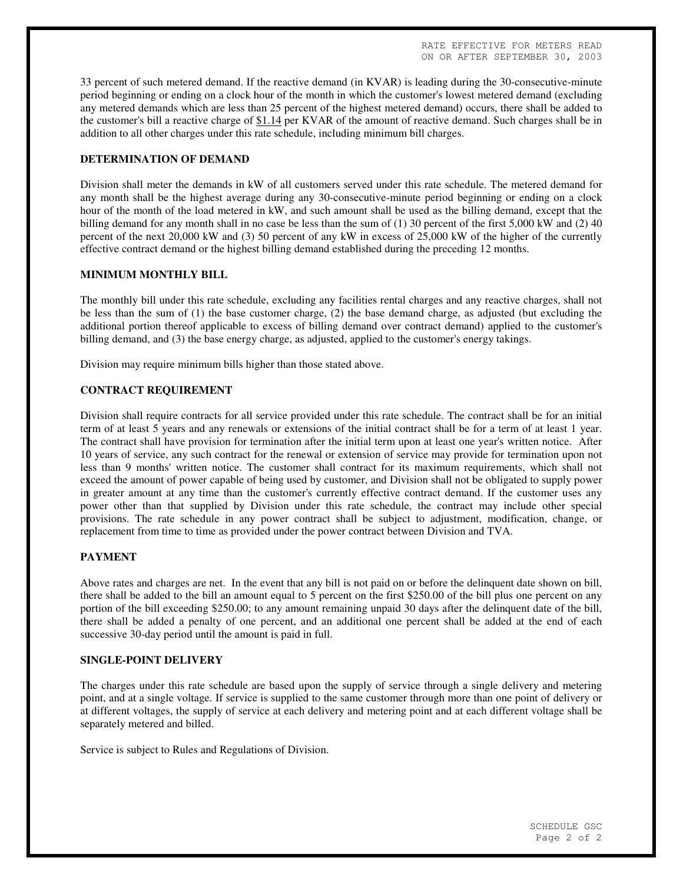RATE EFFECTIVE FOR METERS READ ON OR AFTER SEPTEMBER 30, 2003

33 percent of such metered demand. If the reactive demand (in KVAR) is leading during the 30-consecutive-minute period beginning or ending on a clock hour of the month in which the customer's lowest metered demand (excluding any metered demands which are less than 25 percent of the highest metered demand) occurs, there shall be added to the customer's bill a reactive charge of $1.14 per KVAR of the amount of reactive demand. Such charges shall be in addition to all other charges under this rate schedule, including minimum bill charges.

## DETERMINATION OF DEMAND

Division shall meter the demands in kW of all customers served under this rate schedule. The metered demand for any month shall be the highest average during any 30-consecutive-minute period beginning or ending on a clock hour of the month of the load metered in kW, and such amount shall be used as the billing demand, except that the billing demand for any month shall in no case be less than the sum of (1) 30 percent of the first 5,000 kW and (2) 40 percent of the next 20,000 kW and (3) 50 percent of any kW in excess of 25,000 kW of the higher of the currently effective contract demand or the highest billing demand established during the preceding 12 months.

## MINIMUM MONTHLY BILL

The monthly bill under this rate schedule, excluding any facilities rental charges and any reactive charges, shall not be less than the sum of (1) the base customer charge, (2) the base demand charge, as adjusted (but excluding the additional portion thereof applicable to excess of billing demand over contract demand) applied to the customer's billing demand, and (3) the base energy charge, as adjusted, applied to the customer's energy takings.

Division may require minimum bills higher than those stated above.

## CONTRACT REQUIREMENT

Division shall require contracts for all service provided under this rate schedule. The contract shall be for an initial term of at least 5 years and any renewals or extensions of the initial contract shall be for a term of at least 1 year. The contract shall have provision for termination after the initial term upon at least one year's written notice. After 10 years of service, any such contract for the renewal or extension of service may provide for termination upon not less than 9 months' written notice. The customer shall contract for its maximum requirements, which shall not exceed the amount of power capable of being used by customer, and Division shall not be obligated to supply power in greater amount at any time than the customer's currently effective contract demand. If the customer uses any power other than that supplied by Division under this rate schedule, the contract may include other special provisions. The rate schedule in any power contract shall be subject to adjustment, modification, change, or replacement from time to time as provided under the power contract between Division and TVA.

## PAYMENT

Above rates and charges are net. In the event that any bill is not paid on or before the delinquent date shown on bill, there shall be added to the bill an amount equal to 5 percent on the first $250.00 of the bill plus one percent on any portion of the bill exceeding $250.00; to any amount remaining unpaid 30 days after the delinquent date of the bill, there shall be added a penalty of one percent, and an additional one percent shall be added at the end of each successive 30-day period until the amount is paid in full.

## SINGLE-POINT DELIVERY

The charges under this rate schedule are based upon the supply of service through a single delivery and metering point, and at a single voltage. If service is supplied to the same customer through more than one point of delivery or at different voltages, the supply of service at each delivery and metering point and at each different voltage shall be separately metered and billed.

Service is subject to Rules and Regulations of Division.

SCHEDULE GSC